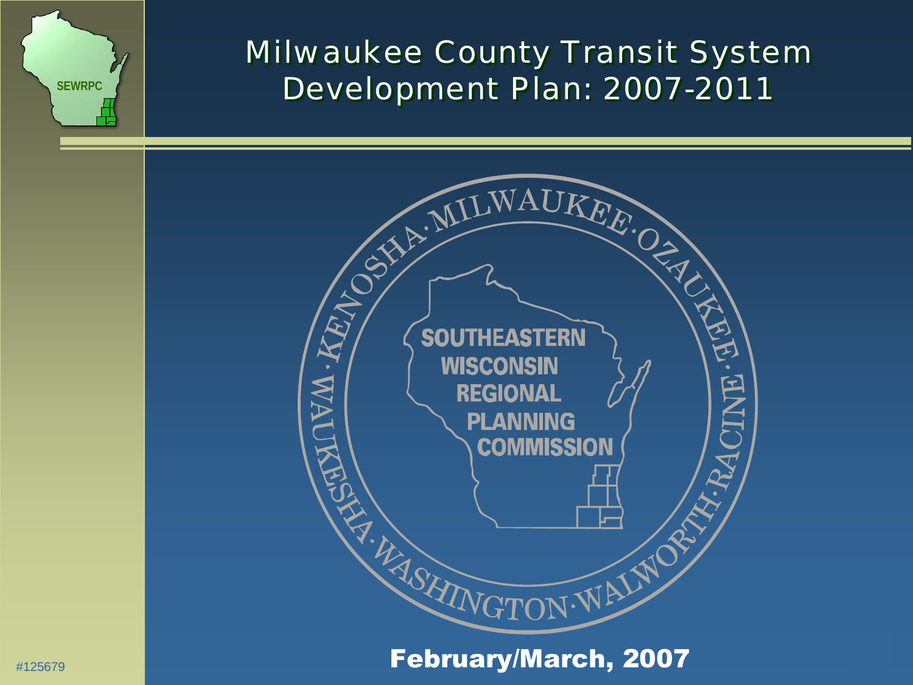# Milwaukee County Transit System Development Plan: 2007-2011

SEWRPC

KENOSHA · MILWAUKEE · OZAUKEE · RACINE · WALWORTH · WASHINGTON · WAUKESHA

SOUTHEASTERN WISCONSIN REGIONAL PLANNING COMMISSION

**February/March, 2007**

#125679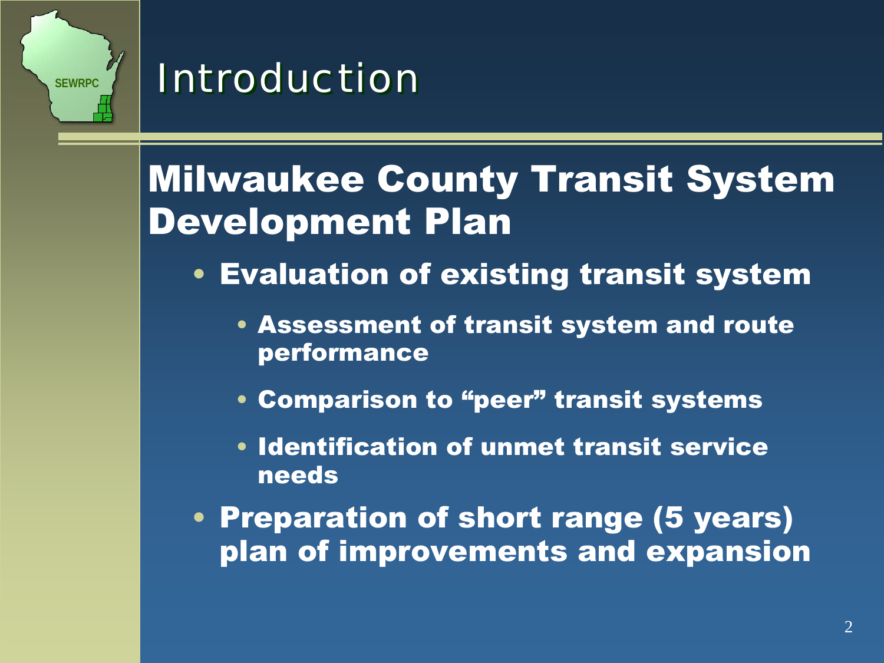# Introduction

## Milwaukee County Transit System Development Plan

- Evaluation of existing transit system
  - Assessment of transit system and route performance
  - Comparison to "peer" transit systems
  - Identification of unmet transit service needs
- Preparation of short range (5 years) plan of improvements and expansion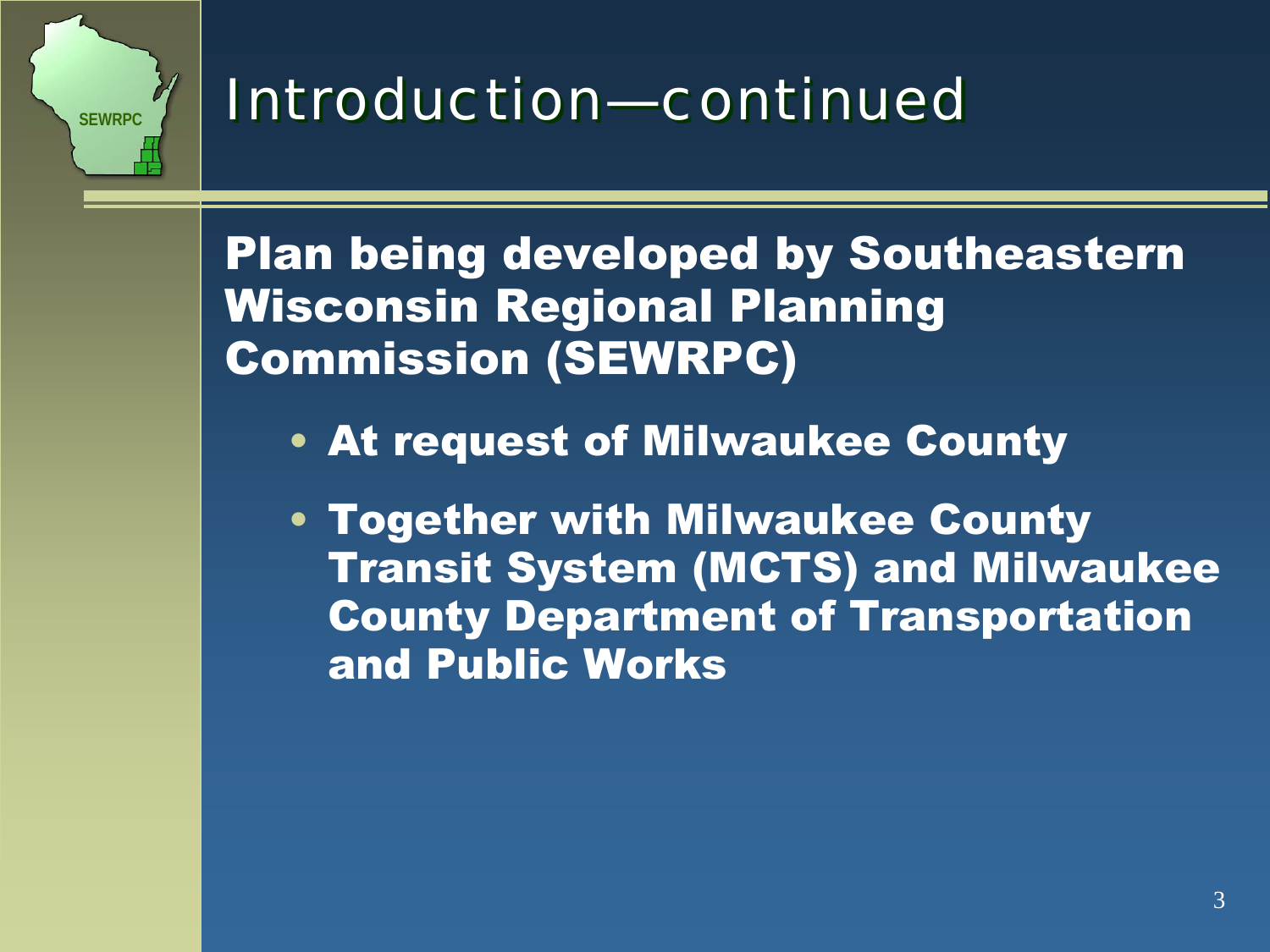# Introduction—continued

**Plan being developed by Southeastern Wisconsin Regional Planning Commission (SEWRPC)**

- **At request of Milwaukee County**
- **Together with Milwaukee County Transit System (MCTS) and Milwaukee County Department of Transportation and Public Works**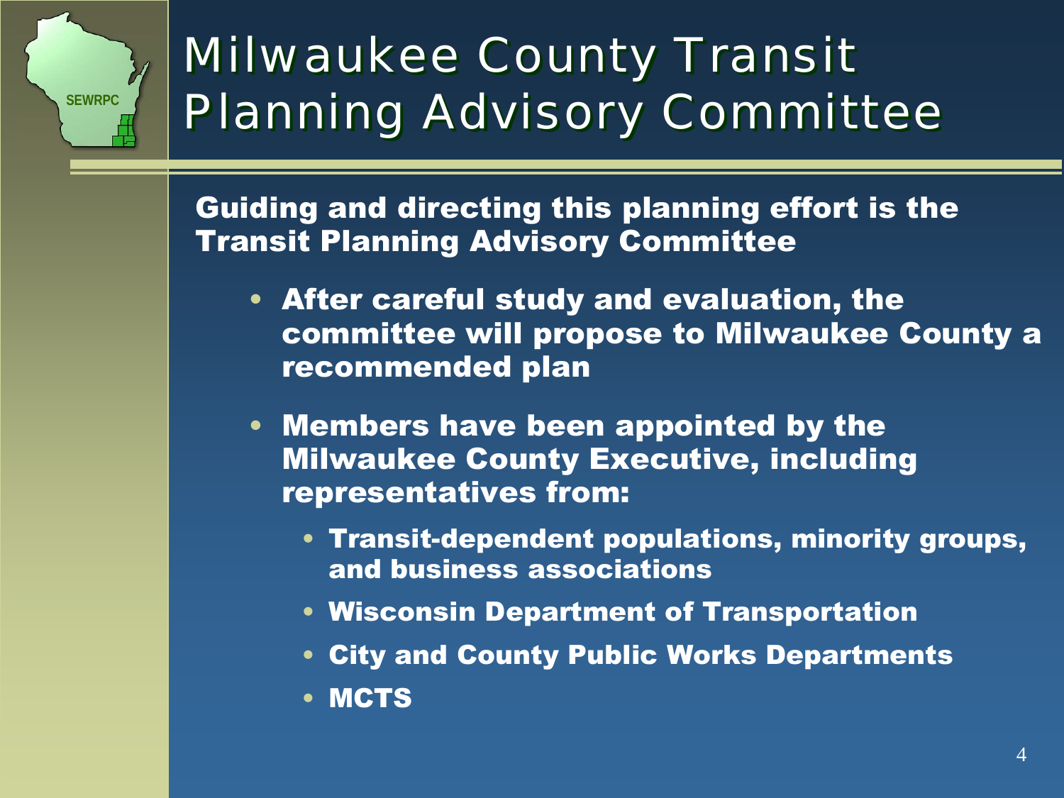# Milwaukee County Transit Planning Advisory Committee

**Guiding and directing this planning effort is the Transit Planning Advisory Committee**

- **After careful study and evaluation, the committee will propose to Milwaukee County a recommended plan**
- **Members have been appointed by the Milwaukee County Executive, including representatives from:**
  - **Transit-dependent populations, minority groups, and business associations**
  - **Wisconsin Department of Transportation**
  - **City and County Public Works Departments**
  - **MCTS**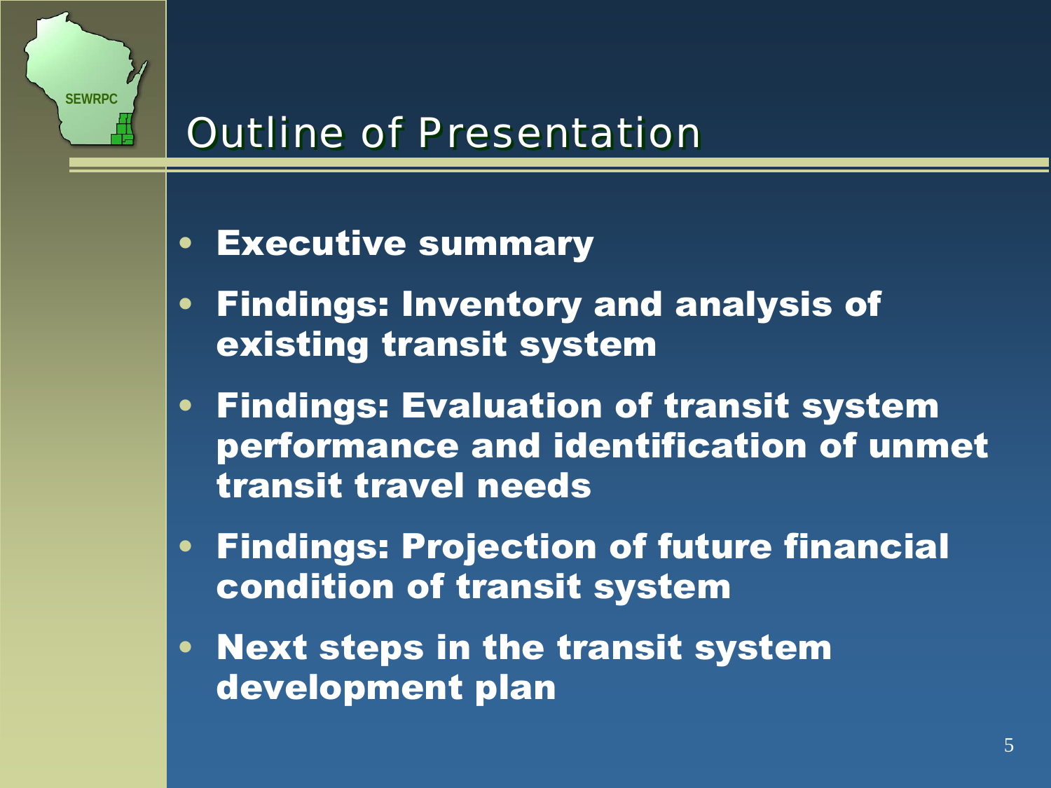# Outline of Presentation

- **Executive summary**
- **Findings: Inventory and analysis of existing transit system**
- **Findings: Evaluation of transit system performance and identification of unmet transit travel needs**
- **Findings: Projection of future financial condition of transit system**
- **Next steps in the transit system development plan**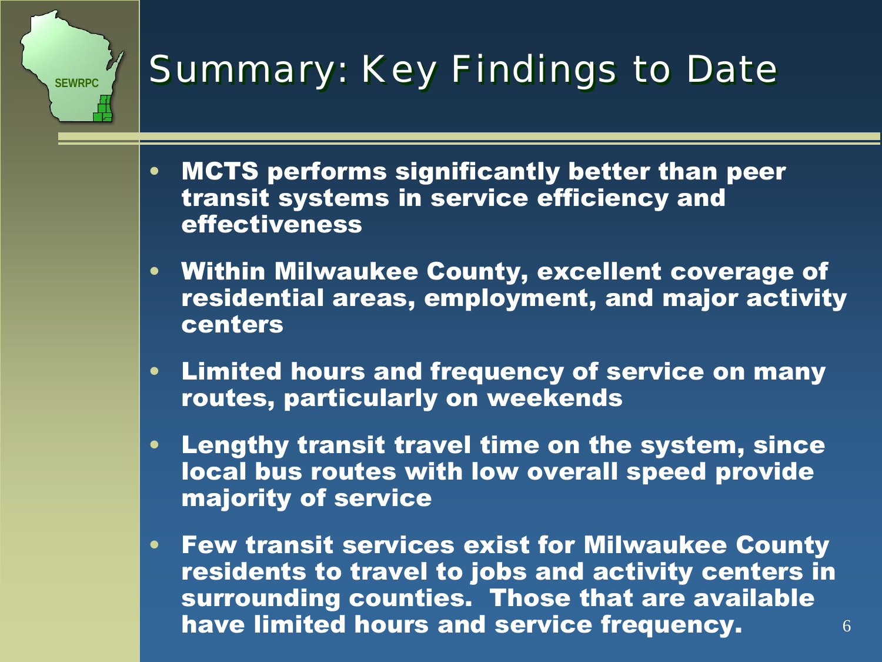# Summary: Key Findings to Date

- **MCTS performs significantly better than peer transit systems in service efficiency and effectiveness**
- **Within Milwaukee County, excellent coverage of residential areas, employment, and major activity centers**
- **Limited hours and frequency of service on many routes, particularly on weekends**
- **Lengthy transit travel time on the system, since local bus routes with low overall speed provide majority of service**
- **Few transit services exist for Milwaukee County residents to travel to jobs and activity centers in surrounding counties. Those that are available have limited hours and service frequency.**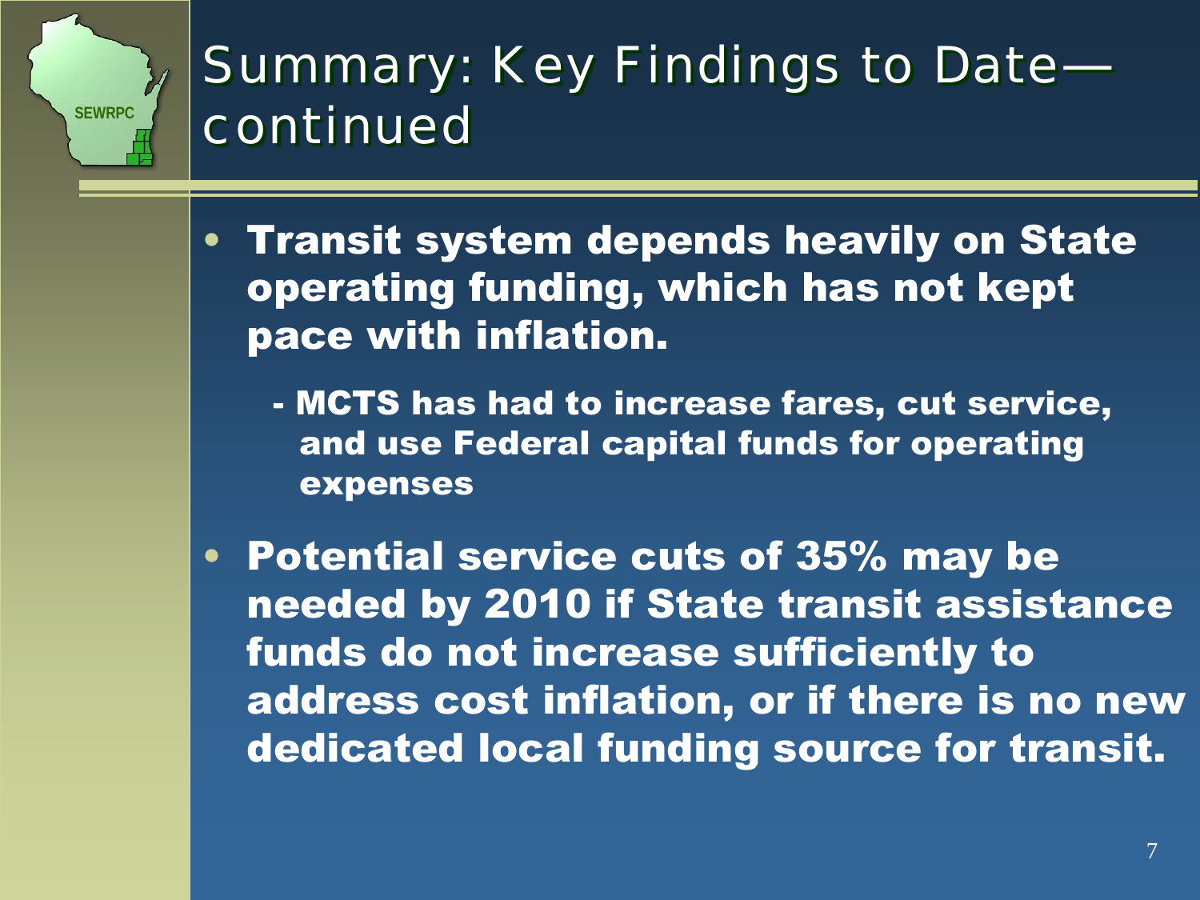# Summary: Key Findings to Date—continued

- **Transit system depends heavily on State operating funding, which has not kept pace with inflation.**
  - **- MCTS has had to increase fares, cut service, and use Federal capital funds for operating expenses**
- **Potential service cuts of 35% may be needed by 2010 if State transit assistance funds do not increase sufficiently to address cost inflation, or if there is no new dedicated local funding source for transit.**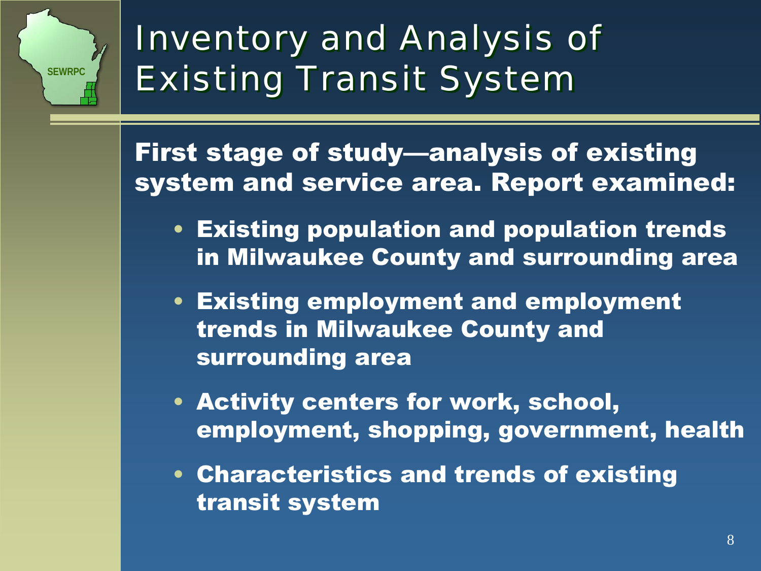# Inventory and Analysis of Existing Transit System

**First stage of study—analysis of existing system and service area. Report examined:**

- **Existing population and population trends in Milwaukee County and surrounding area**
- **Existing employment and employment trends in Milwaukee County and surrounding area**
- **Activity centers for work, school, employment, shopping, government, health**
- **Characteristics and trends of existing transit system**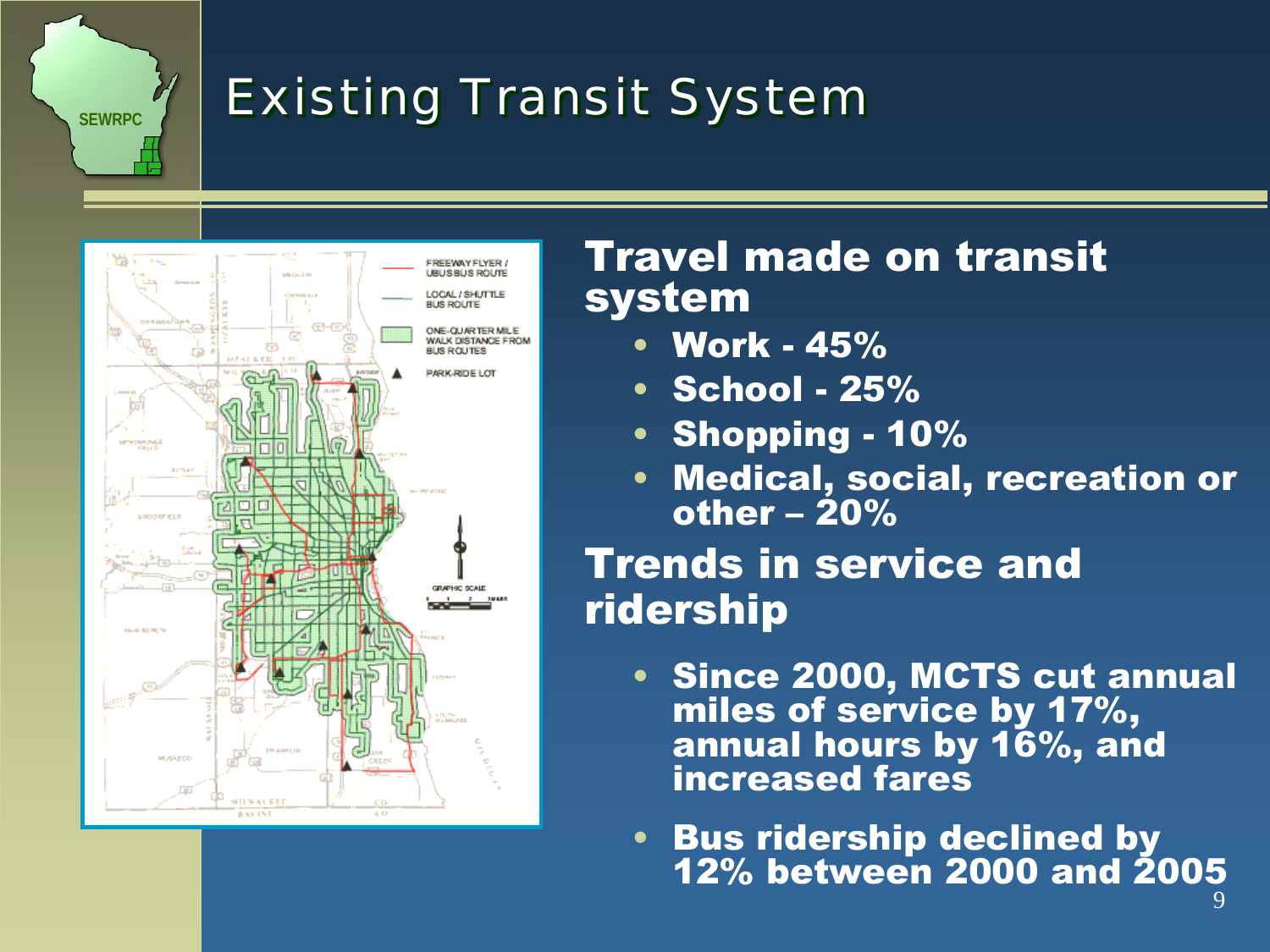# Existing Transit System

## Travel made on transit system

- Work - 45%
- School - 25%
- Shopping - 10%
- Medical, social, recreation or other – 20%

## Trends in service and ridership

- Since 2000, MCTS cut annual miles of service by 17%, annual hours by 16%, and increased fares
- Bus ridership declined by 12% between 2000 and 2005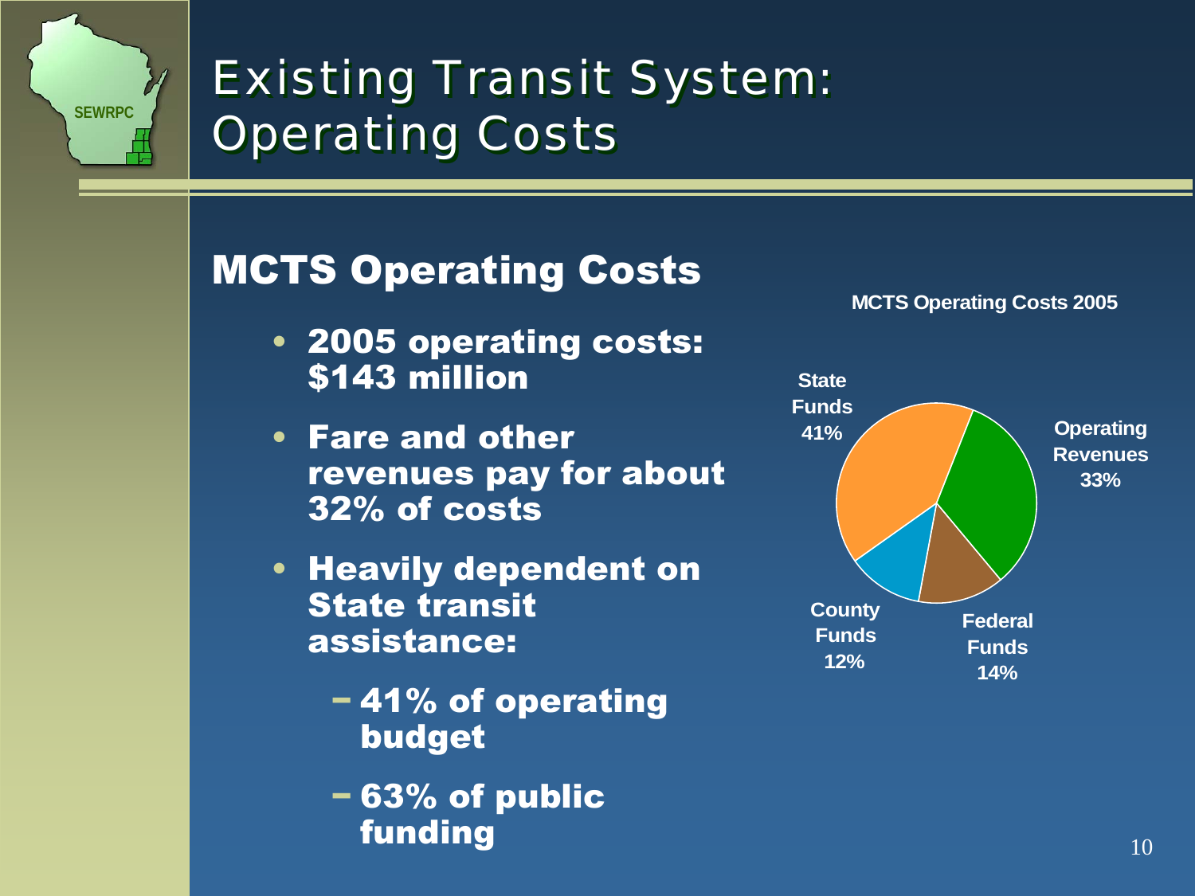# Existing Transit System: Operating Costs

## MCTS Operating Costs

- **2005 operating costs: $143 million**
- **Fare and other revenues pay for about 32% of costs**
- **Heavily dependent on State transit assistance:**
  - **41% of operating budget**
  - **63% of public funding**

**MCTS Operating Costs 2005**

| Source | Share |
| --- | --- |
| State Funds | 41% |
| Operating Revenues | 33% |
| Federal Funds | 14% |
| County Funds | 12% |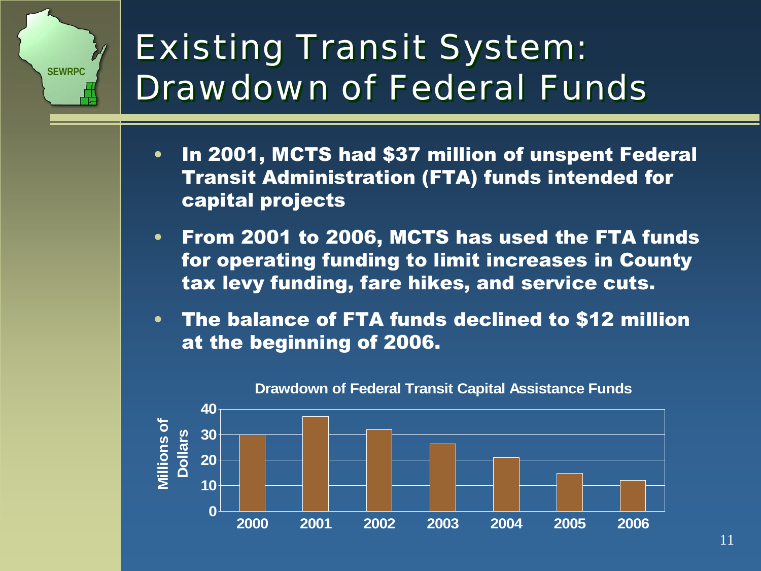# Existing Transit System: Drawdown of Federal Funds

- **In 2001, MCTS had $37 million of unspent Federal Transit Administration (FTA) funds intended for capital projects**
- **From 2001 to 2006, MCTS has used the FTA funds for operating funding to limit increases in County tax levy funding, fare hikes, and service cuts.**
- **The balance of FTA funds declined to $12 million at the beginning of 2006.**

**Drawdown of Federal Transit Capital Assistance Funds**

| Year | Millions of Dollars |
|---|---|
| 2000 | 30 |
| 2001 | 37 |
| 2002 | 32 |
| 2003 | 26 |
| 2004 | 21 |
| 2005 | 15 |
| 2006 | 12 |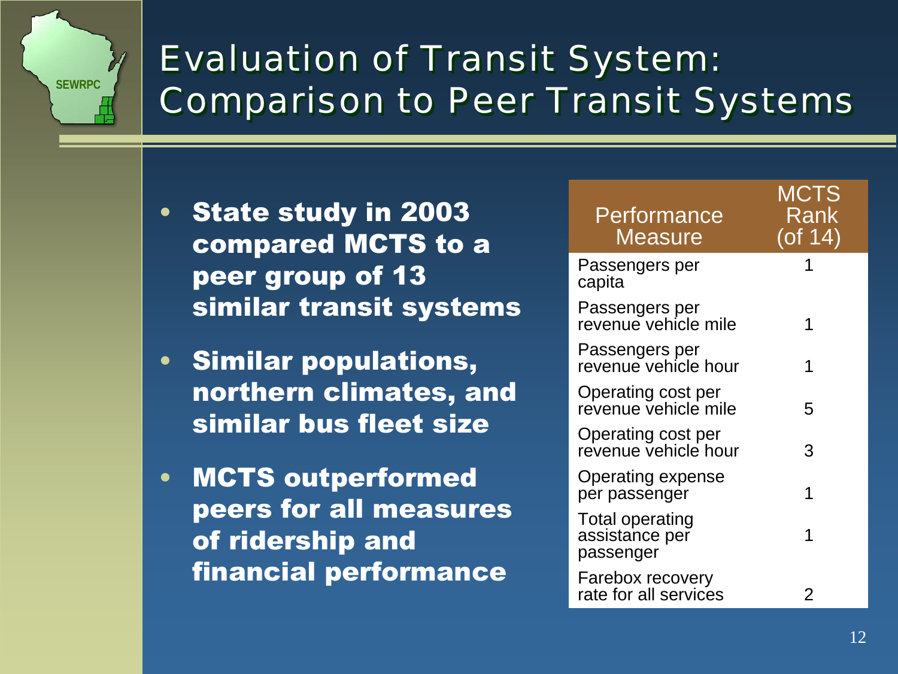# Evaluation of Transit System: Comparison to Peer Transit Systems

- **State study in 2003 compared MCTS to a peer group of 13 similar transit systems**
- **Similar populations, northern climates, and similar bus fleet size**
- **MCTS outperformed peers for all measures of ridership and financial performance**

| Performance Measure | MCTS Rank (of 14) |
|---|---|
| Passengers per capita | 1 |
| Passengers per revenue vehicle mile | 1 |
| Passengers per revenue vehicle hour | 1 |
| Operating cost per revenue vehicle mile | 5 |
| Operating cost per revenue vehicle hour | 3 |
| Operating expense per passenger | 1 |
| Total operating assistance per passenger | 1 |
| Farebox recovery rate for all services | 2 |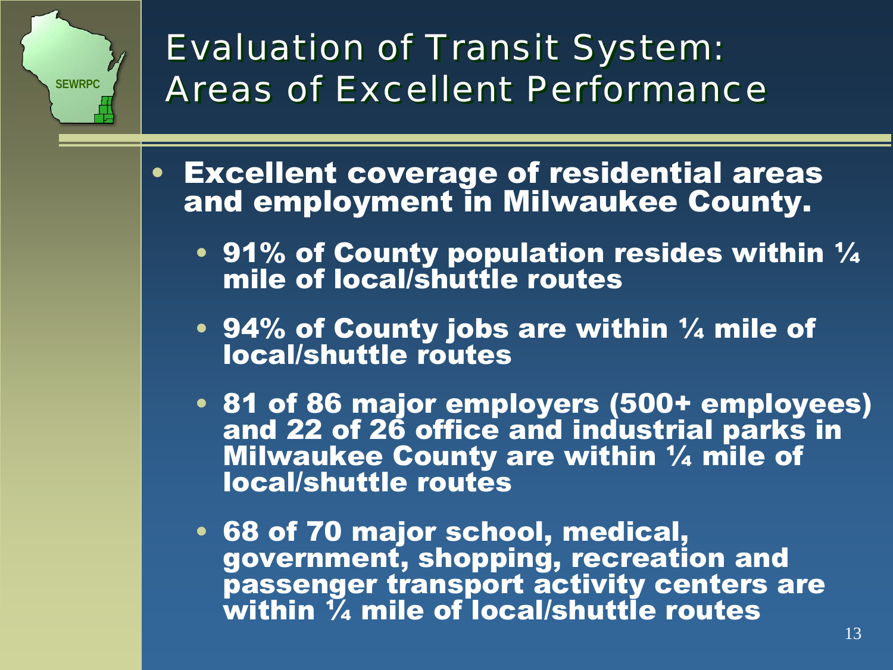# Evaluation of Transit System: Areas of Excellent Performance

- **Excellent coverage of residential areas and employment in Milwaukee County.**
  - **91% of County population resides within ¼ mile of local/shuttle routes**
  - **94% of County jobs are within ¼ mile of local/shuttle routes**
  - **81 of 86 major employers (500+ employees) and 22 of 26 office and industrial parks in Milwaukee County are within ¼ mile of local/shuttle routes**
  - **68 of 70 major school, medical, government, shopping, recreation and passenger transport activity centers are within ¼ mile of local/shuttle routes**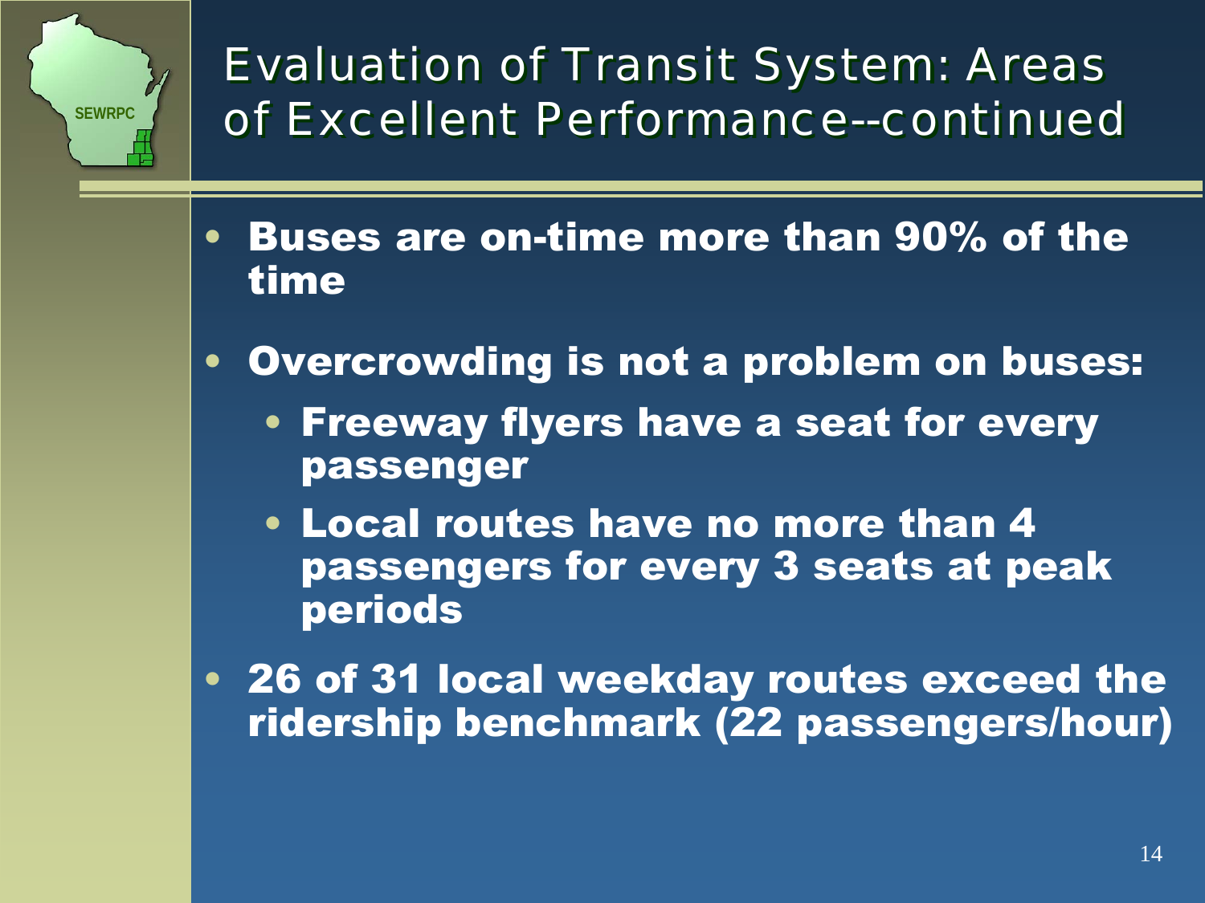# Evaluation of Transit System: Areas of Excellent Performance--continued

- **Buses are on-time more than 90% of the time**
- **Overcrowding is not a problem on buses:**
  - **Freeway flyers have a seat for every passenger**
  - **Local routes have no more than 4 passengers for every 3 seats at peak periods**
- **26 of 31 local weekday routes exceed the ridership benchmark (22 passengers/hour)**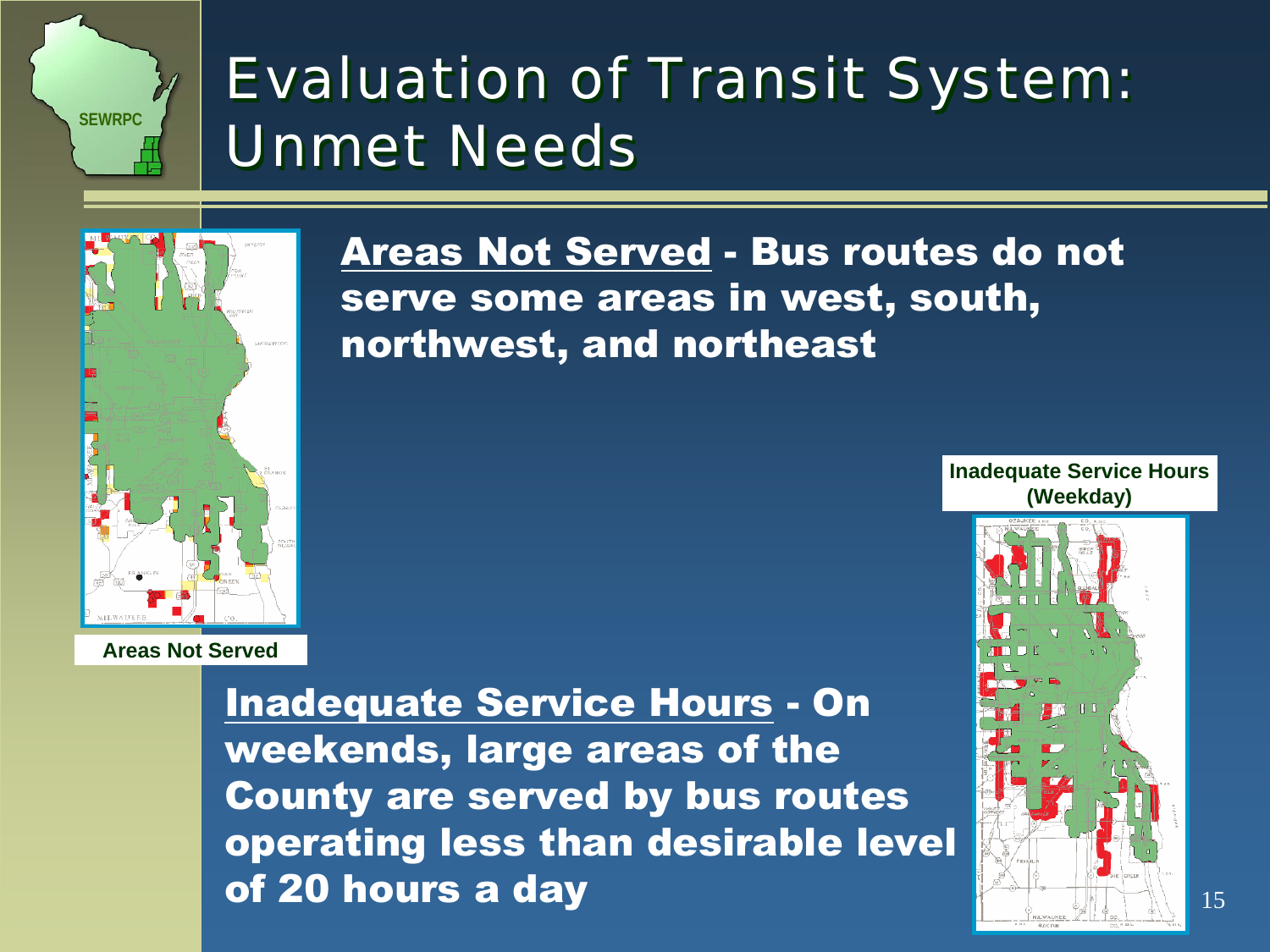# Evaluation of Transit System: Unmet Needs

**Areas Not Served** - Bus routes do not serve some areas in west, south, northwest, and northeast

Areas Not Served

Inadequate Service Hours (Weekday)

**Inadequate Service Hours** - On weekends, large areas of the County are served by bus routes operating less than desirable level of 20 hours a day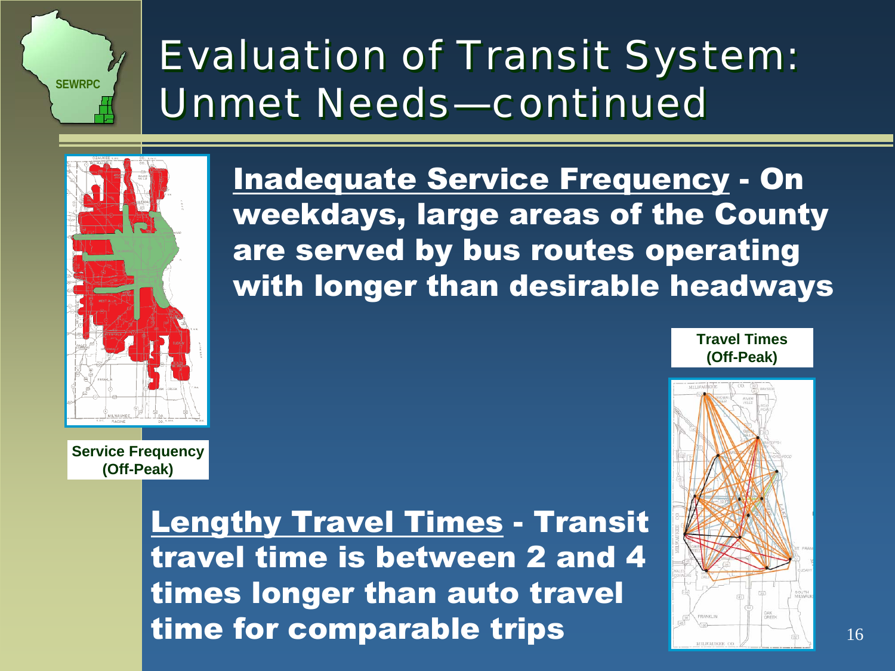# Evaluation of Transit System: Unmet Needs—continued

**Inadequate Service Frequency - On weekdays, large areas of the County are served by bus routes operating with longer than desirable headways**

**Service Frequency (Off-Peak)**

**Travel Times (Off-Peak)**

**Lengthy Travel Times - Transit travel time is between 2 and 4 times longer than auto travel time for comparable trips**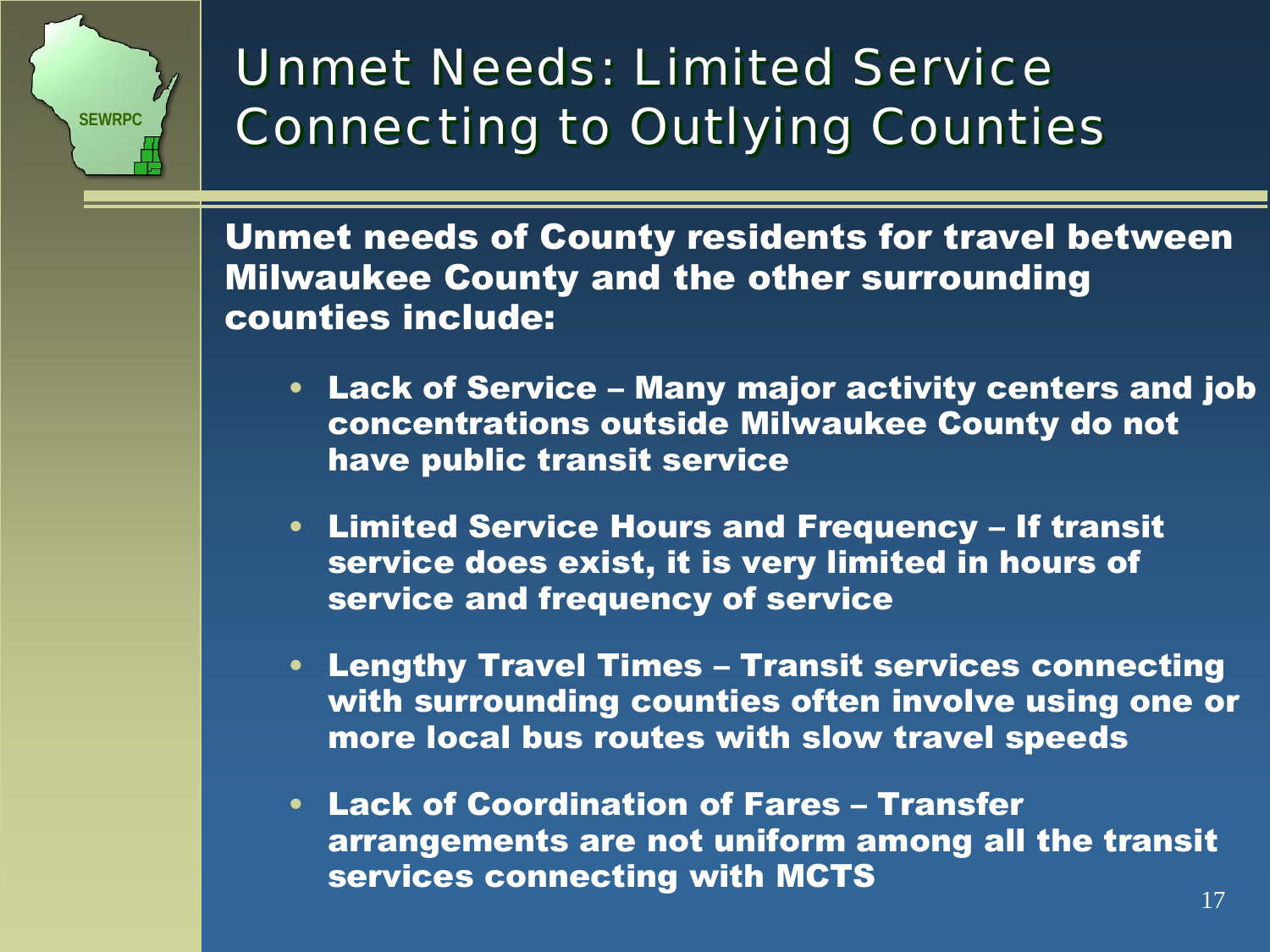# Unmet Needs: Limited Service Connecting to Outlying Counties

**Unmet needs of County residents for travel between Milwaukee County and the other surrounding counties include:**

- **Lack of Service – Many major activity centers and job concentrations outside Milwaukee County do not have public transit service**
- **Limited Service Hours and Frequency – If transit service does exist, it is very limited in hours of service and frequency of service**
- **Lengthy Travel Times – Transit services connecting with surrounding counties often involve using one or more local bus routes with slow travel speeds**
- **Lack of Coordination of Fares – Transfer arrangements are not uniform among all the transit services connecting with MCTS**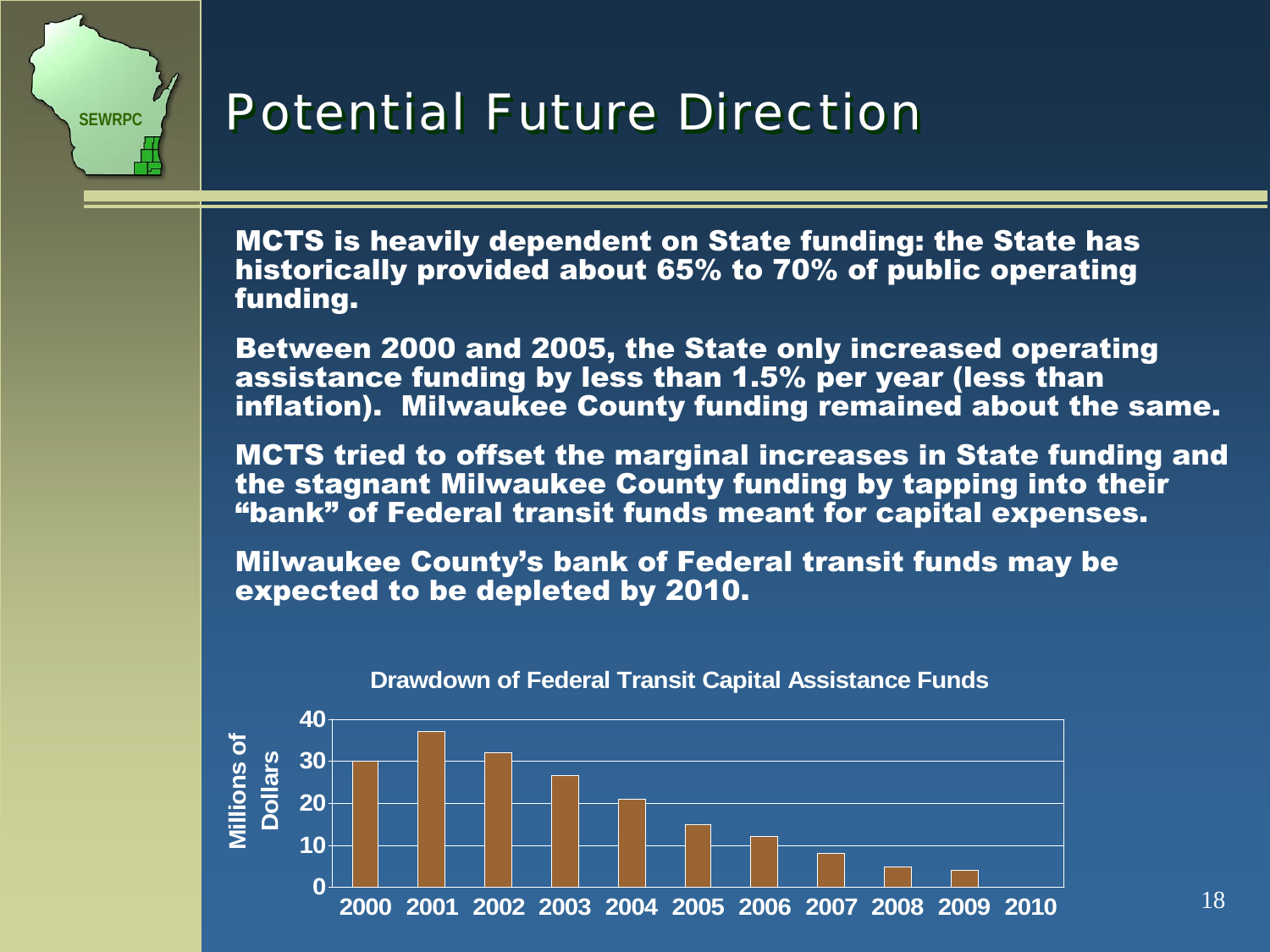# Potential Future Direction

MCTS is heavily dependent on State funding: the State has historically provided about 65% to 70% of public operating funding.

Between 2000 and 2005, the State only increased operating assistance funding by less than 1.5% per year (less than inflation). Milwaukee County funding remained about the same.

MCTS tried to offset the marginal increases in State funding and the stagnant Milwaukee County funding by tapping into their "bank" of Federal transit funds meant for capital expenses.

Milwaukee County's bank of Federal transit funds may be expected to be depleted by 2010.

**Drawdown of Federal Transit Capital Assistance Funds**

| Year | Millions of Dollars (approx.) |
|---|---|
| 2000 | 30 |
| 2001 | 37 |
| 2002 | 32 |
| 2003 | 26.5 |
| 2004 | 21 |
| 2005 | 15 |
| 2006 | 12 |
| 2007 | 8 |
| 2008 | 5 |
| 2009 | 4 |
| 2010 | 0 |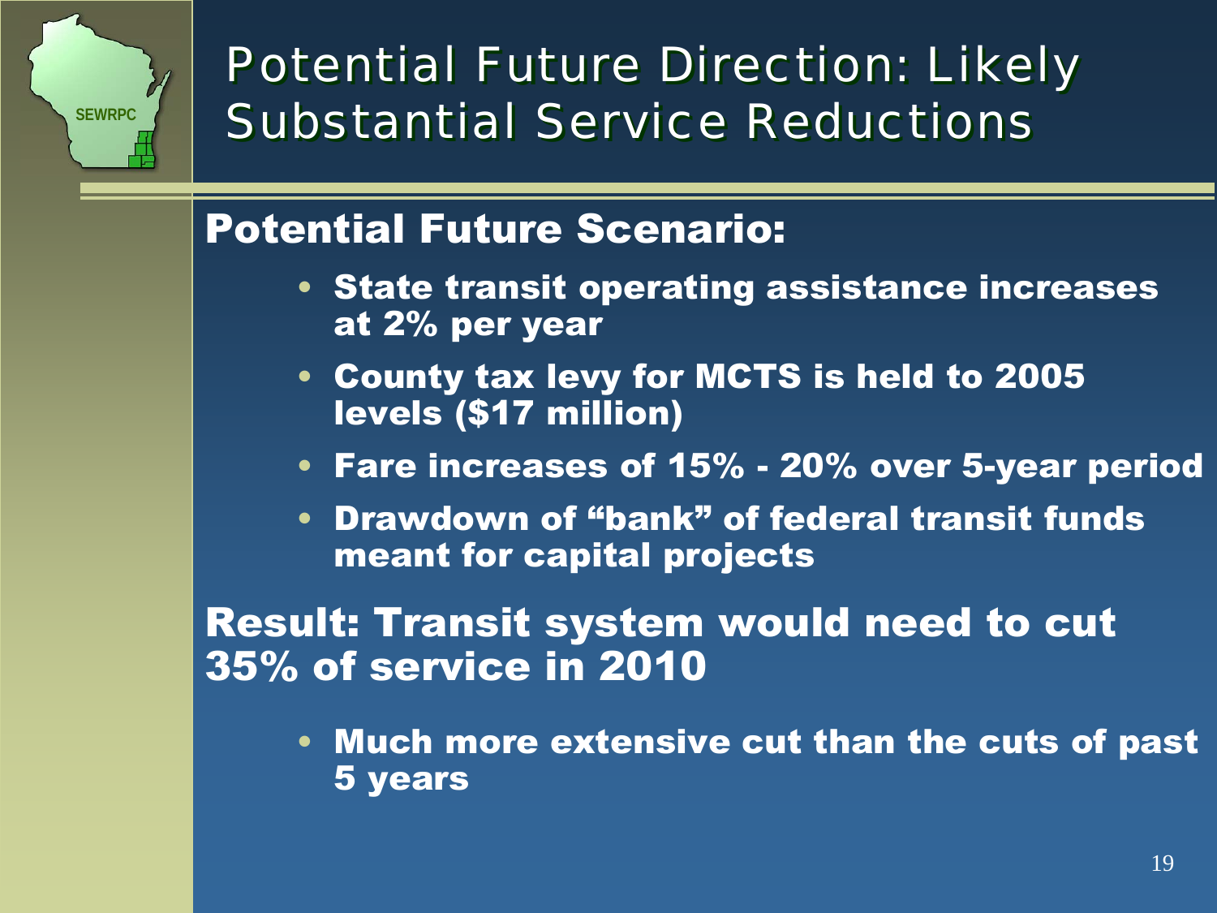# Potential Future Direction: Likely Substantial Service Reductions

## Potential Future Scenario:

- **State transit operating assistance increases at 2% per year**
- **County tax levy for MCTS is held to 2005 levels ($17 million)**
- **Fare increases of 15% - 20% over 5-year period**
- **Drawdown of "bank" of federal transit funds meant for capital projects**

## Result: Transit system would need to cut 35% of service in 2010

- **Much more extensive cut than the cuts of past 5 years**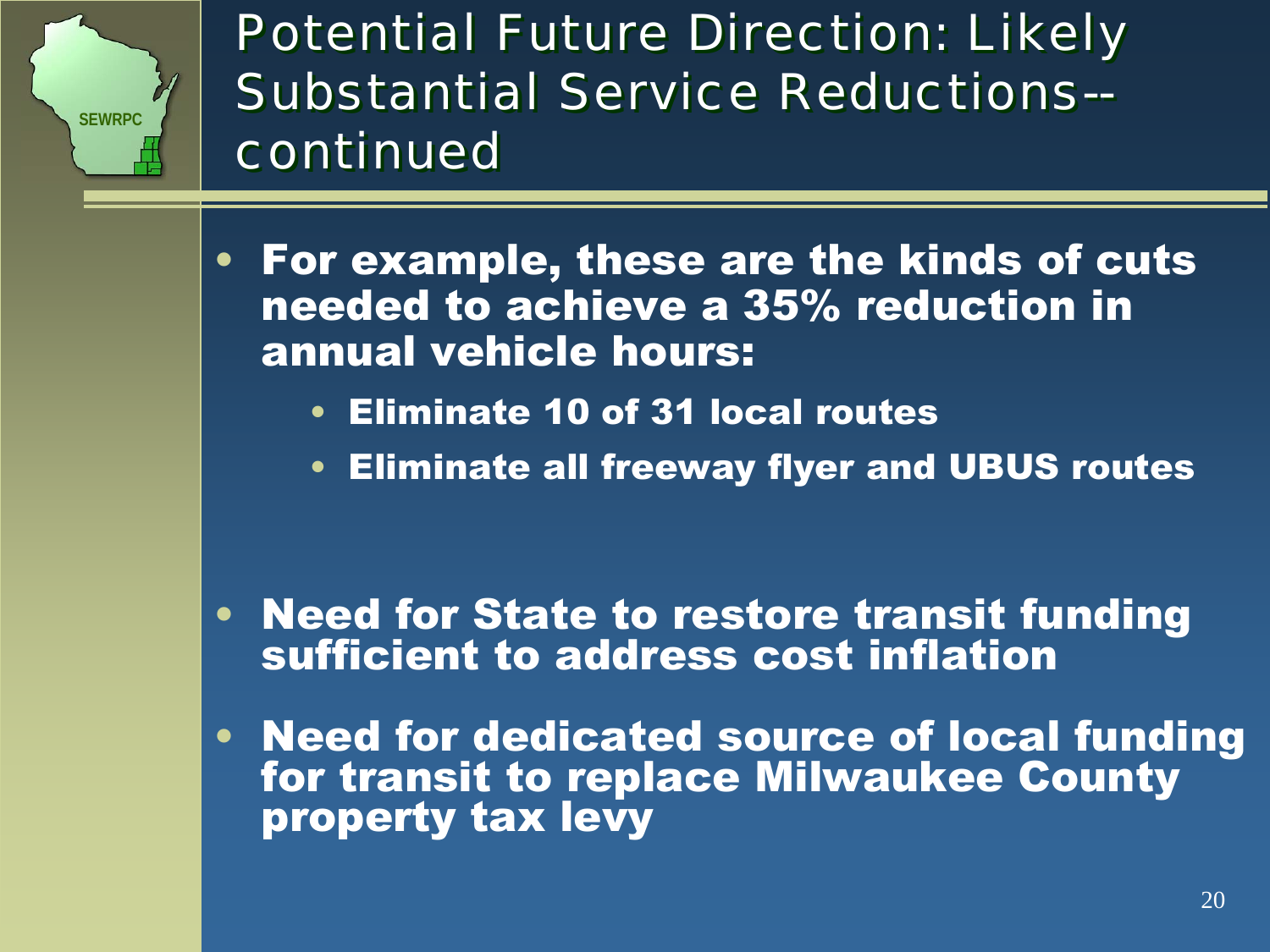# Potential Future Direction: Likely Substantial Service Reductions--continued

- **For example, these are the kinds of cuts needed to achieve a 35% reduction in annual vehicle hours:**
  - **Eliminate 10 of 31 local routes**
  - **Eliminate all freeway flyer and UBUS routes**
- **Need for State to restore transit funding sufficient to address cost inflation**
- **Need for dedicated source of local funding for transit to replace Milwaukee County property tax levy**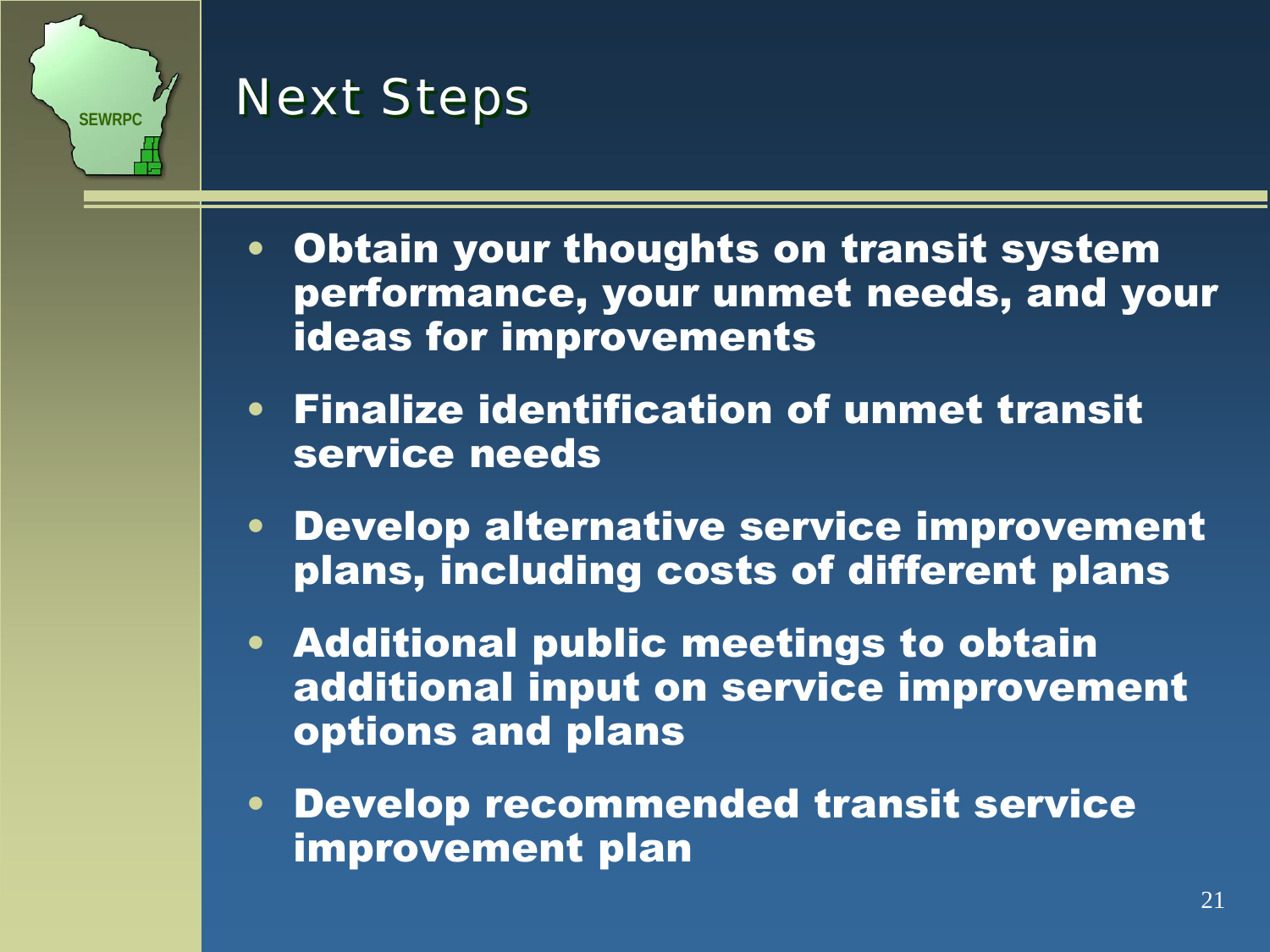# Next Steps

- **Obtain your thoughts on transit system performance, your unmet needs, and your ideas for improvements**
- **Finalize identification of unmet transit service needs**
- **Develop alternative service improvement plans, including costs of different plans**
- **Additional public meetings to obtain additional input on service improvement options and plans**
- **Develop recommended transit service improvement plan**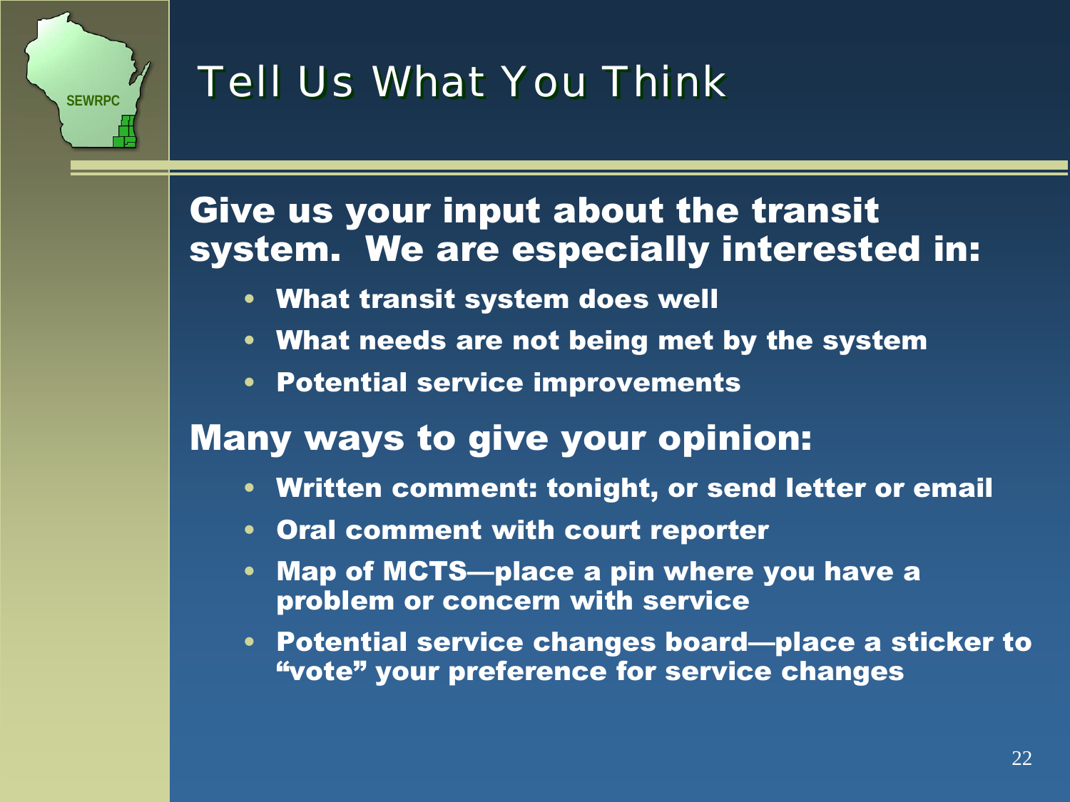SEWRPC

# Tell Us What You Think

**Give us your input about the transit system. We are especially interested in:**

- **What transit system does well**
- **What needs are not being met by the system**
- **Potential service improvements**

**Many ways to give your opinion:**

- **Written comment: tonight, or send letter or email**
- **Oral comment with court reporter**
- **Map of MCTS—place a pin where you have a problem or concern with service**
- **Potential service changes board—place a sticker to "vote" your preference for service changes**